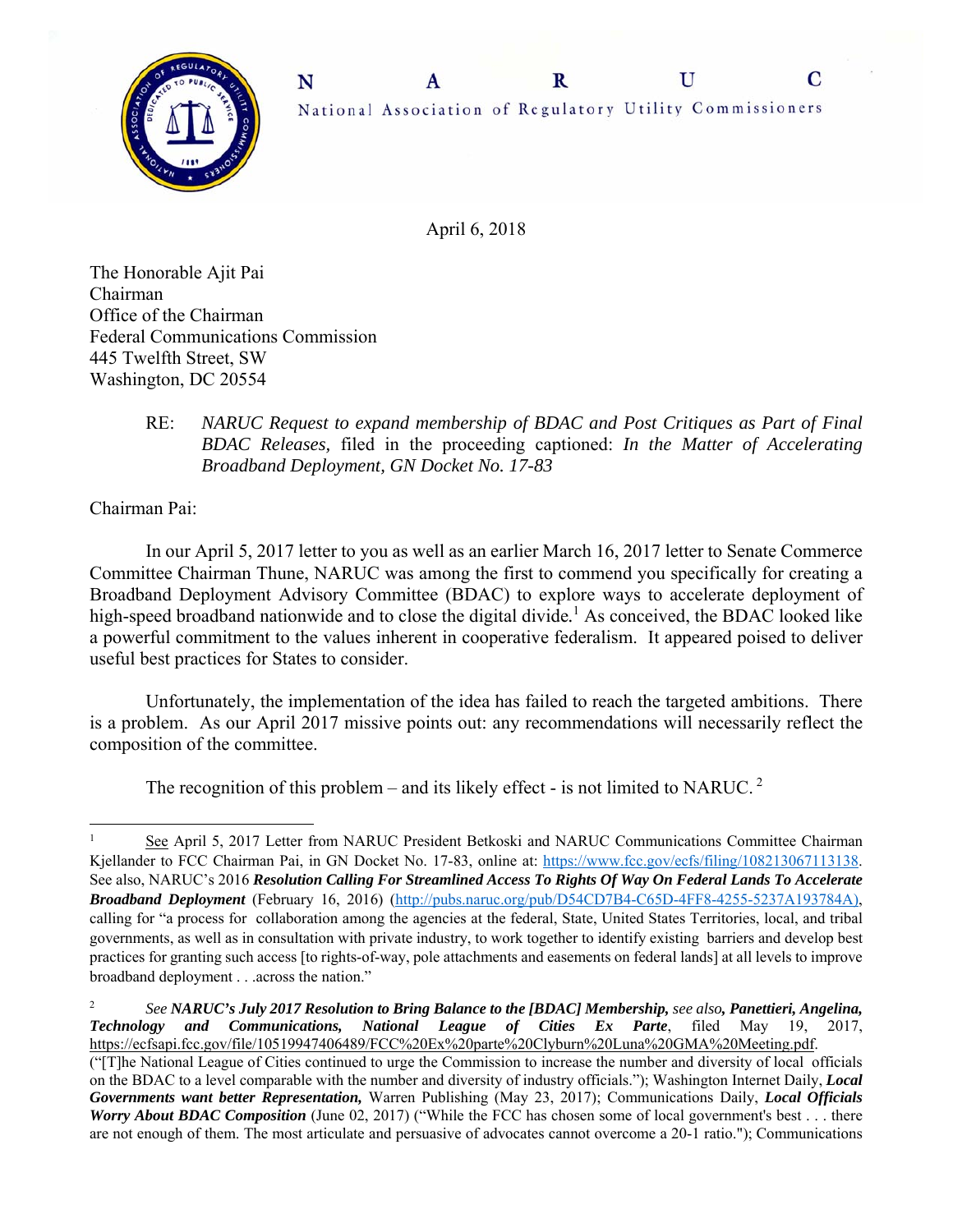# N A R U C

National Association of Regulatory Utility Commissioners

April 6, 2018

The Honorable Ajit Pai
Chairman
Office of the Chairman
Federal Communications Commission
445 Twelfth Street, SW
Washington, DC 20554

> RE: *NARUC Request to expand membership of BDAC and Post Critiques as Part of Final BDAC Releases,* filed in the proceeding captioned: *In the Matter of Accelerating Broadband Deployment, GN Docket No. 17-83*

Chairman Pai:

In our April 5, 2017 letter to you as well as an earlier March 16, 2017 letter to Senate Commerce Committee Chairman Thune, NARUC was among the first to commend you specifically for creating a Broadband Deployment Advisory Committee (BDAC) to explore ways to accelerate deployment of high-speed broadband nationwide and to close the digital divide.[1] As conceived, the BDAC looked like a powerful commitment to the values inherent in cooperative federalism. It appeared poised to deliver useful best practices for States to consider.

Unfortunately, the implementation of the idea has failed to reach the targeted ambitions. There is a problem. As our April 2017 missive points out: any recommendations will necessarily reflect the composition of the committee.

The recognition of this problem – and its likely effect - is not limited to NARUC.[2]

---

[1] See April 5, 2017 Letter from NARUC President Betkoski and NARUC Communications Committee Chairman Kjellander to FCC Chairman Pai, in GN Docket No. 17-83, online at: https://www.fcc.gov/ecfs/filing/108213067113138. See also, NARUC's 2016 ***Resolution Calling For Streamlined Access To Rights Of Way On Federal Lands To Accelerate Broadband Deployment*** (February 16, 2016) (http://pubs.naruc.org/pub/D54CD7B4-C65D-4FF8-4255-5237A193784A), calling for "a process for collaboration among the agencies at the federal, State, United States Territories, local, and tribal governments, as well as in consultation with private industry, to work together to identify existing barriers and develop best practices for granting such access [to rights-of-way, pole attachments and easements on federal lands] at all levels to improve broadband deployment . . .across the nation."

[2] *See* ***NARUC's July 2017 Resolution to Bring Balance to the [BDAC] Membership,*** *see also**, **Panettieri, Angelina, Technology and Communications, National League of Cities Ex Parte***, filed May 19, 2017, https://ecfsapi.fcc.gov/file/10519947406489/FCC%20Ex%20parte%20Clyburn%20Luna%20GMA%20Meeting.pdf. ("[T]he National League of Cities continued to urge the Commission to increase the number and diversity of local officials on the BDAC to a level comparable with the number and diversity of industry officials."); Washington Internet Daily, ***Local Governments want better Representation,*** Warren Publishing (May 23, 2017); Communications Daily, ***Local Officials Worry About BDAC Composition*** (June 02, 2017) ("While the FCC has chosen some of local government's best . . . there are not enough of them. The most articulate and persuasive of advocates cannot overcome a 20-1 ratio."); Communications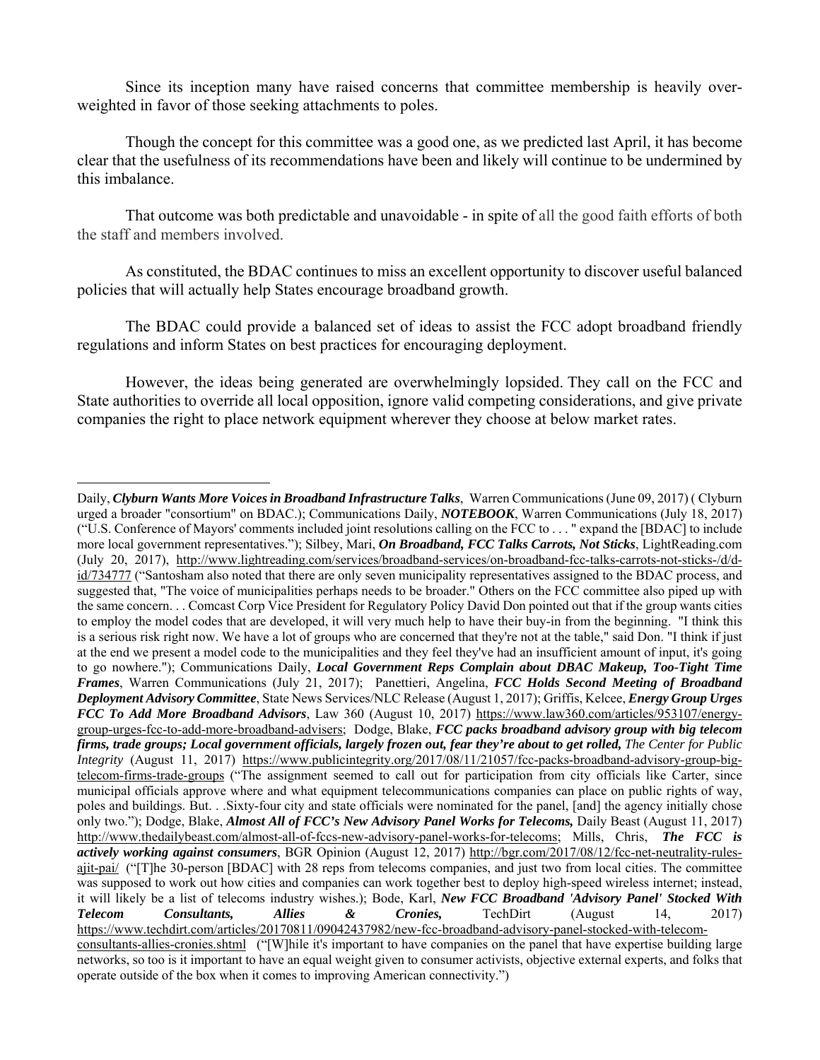Since its inception many have raised concerns that committee membership is heavily over-weighted in favor of those seeking attachments to poles.

Though the concept for this committee was a good one, as we predicted last April, it has become clear that the usefulness of its recommendations have been and likely will continue to be undermined by this imbalance.

That outcome was both predictable and unavoidable - in spite of all the good faith efforts of both the staff and members involved.

As constituted, the BDAC continues to miss an excellent opportunity to discover useful balanced policies that will actually help States encourage broadband growth.

The BDAC could provide a balanced set of ideas to assist the FCC adopt broadband friendly regulations and inform States on best practices for encouraging deployment.

However, the ideas being generated are overwhelmingly lopsided. They call on the FCC and State authorities to override all local opposition, ignore valid competing considerations, and give private companies the right to place network equipment wherever they choose at below market rates.

---

Daily, ***Clyburn Wants More Voices in Broadband Infrastructure Talks***, Warren Communications (June 09, 2017) ( Clyburn urged a broader "consortium" on BDAC.); Communications Daily, ***NOTEBOOK***, Warren Communications (July 18, 2017) ("U.S. Conference of Mayors' comments included joint resolutions calling on the FCC to . . . " expand the [BDAC] to include more local government representatives."); Silbey, Mari, ***On Broadband, FCC Talks Carrots, Not Sticks***, LightReading.com (July 20, 2017), http://www.lightreading.com/services/broadband-services/on-broadband-fcc-talks-carrots-not-sticks-/d/d-id/734777 ("Santosham also noted that there are only seven municipality representatives assigned to the BDAC process, and suggested that, "The voice of municipalities perhaps needs to be broader." Others on the FCC committee also piped up with the same concern. . . Comcast Corp Vice President for Regulatory Policy David Don pointed out that if the group wants cities to employ the model codes that are developed, it will very much help to have their buy-in from the beginning. "I think this is a serious risk right now. We have a lot of groups who are concerned that they're not at the table," said Don. "I think if just at the end we present a model code to the municipalities and they feel they've had an insufficient amount of input, it's going to go nowhere."); Communications Daily, ***Local Government Reps Complain about DBAC Makeup, Too-Tight Time Frames***, Warren Communications (July 21, 2017); Panettieri, Angelina, ***FCC Holds Second Meeting of Broadband Deployment Advisory Committee***, State News Services/NLC Release (August 1, 2017); Griffis, Kelcee, ***Energy Group Urges FCC To Add More Broadband Advisors***, Law 360 (August 10, 2017) https://www.law360.com/articles/953107/energy-group-urges-fcc-to-add-more-broadband-advisers; Dodge, Blake, ***FCC packs broadband advisory group with big telecom firms, trade groups; Local government officials, largely frozen out, fear they're about to get rolled,*** *The Center for Public Integrity* (August 11, 2017) https://www.publicintegrity.org/2017/08/11/21057/fcc-packs-broadband-advisory-group-big-telecom-firms-trade-groups ("The assignment seemed to call out for participation from city officials like Carter, since municipal officials approve where and what equipment telecommunications companies can place on public rights of way, poles and buildings. But. . .Sixty-four city and state officials were nominated for the panel, [and] the agency initially chose only two."); Dodge, Blake, ***Almost All of FCC's New Advisory Panel Works for Telecoms,*** Daily Beast (August 11, 2017) http://www.thedailybeast.com/almost-all-of-fccs-new-advisory-panel-works-for-telecoms; Mills, Chris, ***The FCC is actively working against consumers***, BGR Opinion (August 12, 2017) http://bgr.com/2017/08/12/fcc-net-neutrality-rules-ajit-pai/ ("[T]he 30-person [BDAC] with 28 reps from telecoms companies, and just two from local cities. The committee was supposed to work out how cities and companies can work together best to deploy high-speed wireless internet; instead, it will likely be a list of telecoms industry wishes.); Bode, Karl, ***New FCC Broadband 'Advisory Panel' Stocked With Telecom Consultants, Allies & Cronies,*** TechDirt (August 14, 2017) https://www.techdirt.com/articles/20170811/09042437982/new-fcc-broadband-advisory-panel-stocked-with-telecom-consultants-allies-cronies.shtml ("[W]hile it's important to have companies on the panel that have expertise building large networks, so too is it important to have an equal weight given to consumer activists, objective external experts, and folks that operate outside of the box when it comes to improving American connectivity.")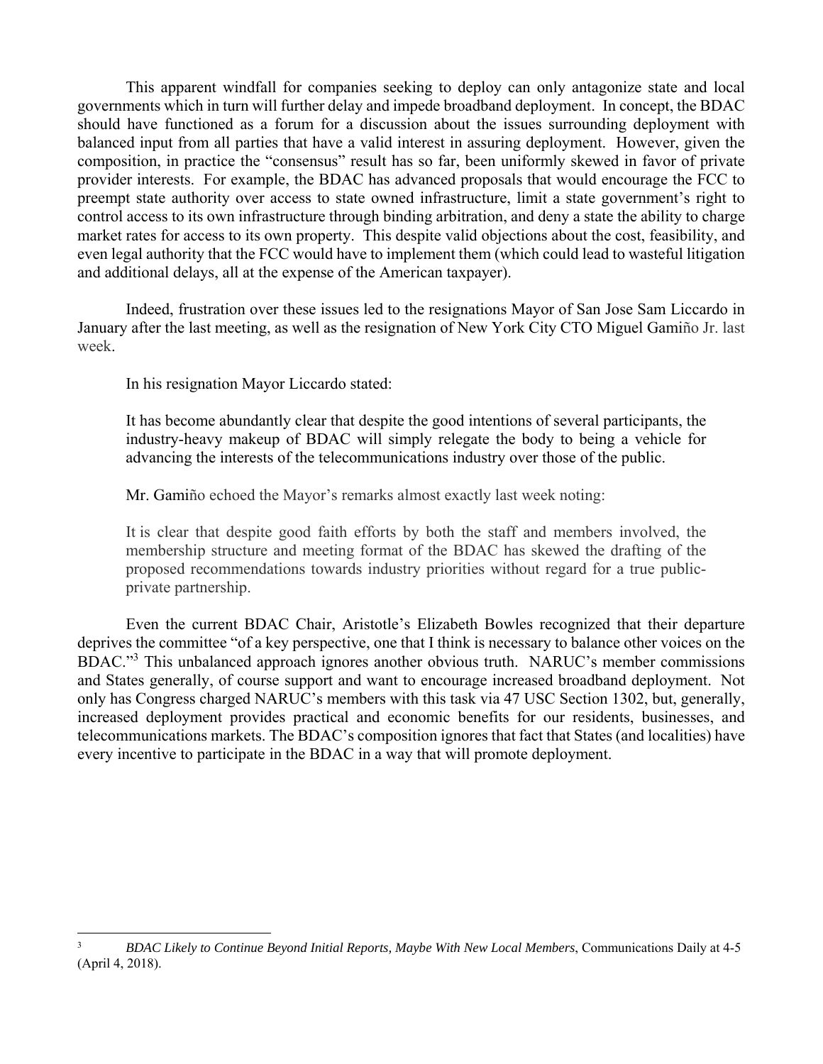This apparent windfall for companies seeking to deploy can only antagonize state and local governments which in turn will further delay and impede broadband deployment. In concept, the BDAC should have functioned as a forum for a discussion about the issues surrounding deployment with balanced input from all parties that have a valid interest in assuring deployment. However, given the composition, in practice the "consensus" result has so far, been uniformly skewed in favor of private provider interests. For example, the BDAC has advanced proposals that would encourage the FCC to preempt state authority over access to state owned infrastructure, limit a state government's right to control access to its own infrastructure through binding arbitration, and deny a state the ability to charge market rates for access to its own property. This despite valid objections about the cost, feasibility, and even legal authority that the FCC would have to implement them (which could lead to wasteful litigation and additional delays, all at the expense of the American taxpayer).

Indeed, frustration over these issues led to the resignations Mayor of San Jose Sam Liccardo in January after the last meeting, as well as the resignation of New York City CTO Miguel Gamiño Jr. last week.

In his resignation Mayor Liccardo stated:

> It has become abundantly clear that despite the good intentions of several participants, the industry-heavy makeup of BDAC will simply relegate the body to being a vehicle for advancing the interests of the telecommunications industry over those of the public.

Mr. Gamiño echoed the Mayor's remarks almost exactly last week noting:

> It is clear that despite good faith efforts by both the staff and members involved, the membership structure and meeting format of the BDAC has skewed the drafting of the proposed recommendations towards industry priorities without regard for a true public-private partnership.

Even the current BDAC Chair, Aristotle's Elizabeth Bowles recognized that their departure deprives the committee "of a key perspective, one that I think is necessary to balance other voices on the BDAC."[3] This unbalanced approach ignores another obvious truth. NARUC's member commissions and States generally, of course support and want to encourage increased broadband deployment. Not only has Congress charged NARUC's members with this task via 47 USC Section 1302, but, generally, increased deployment provides practical and economic benefits for our residents, businesses, and telecommunications markets. The BDAC's composition ignores that fact that States (and localities) have every incentive to participate in the BDAC in a way that will promote deployment.

---

[3] *BDAC Likely to Continue Beyond Initial Reports, Maybe With New Local Members*, Communications Daily at 4-5 (April 4, 2018).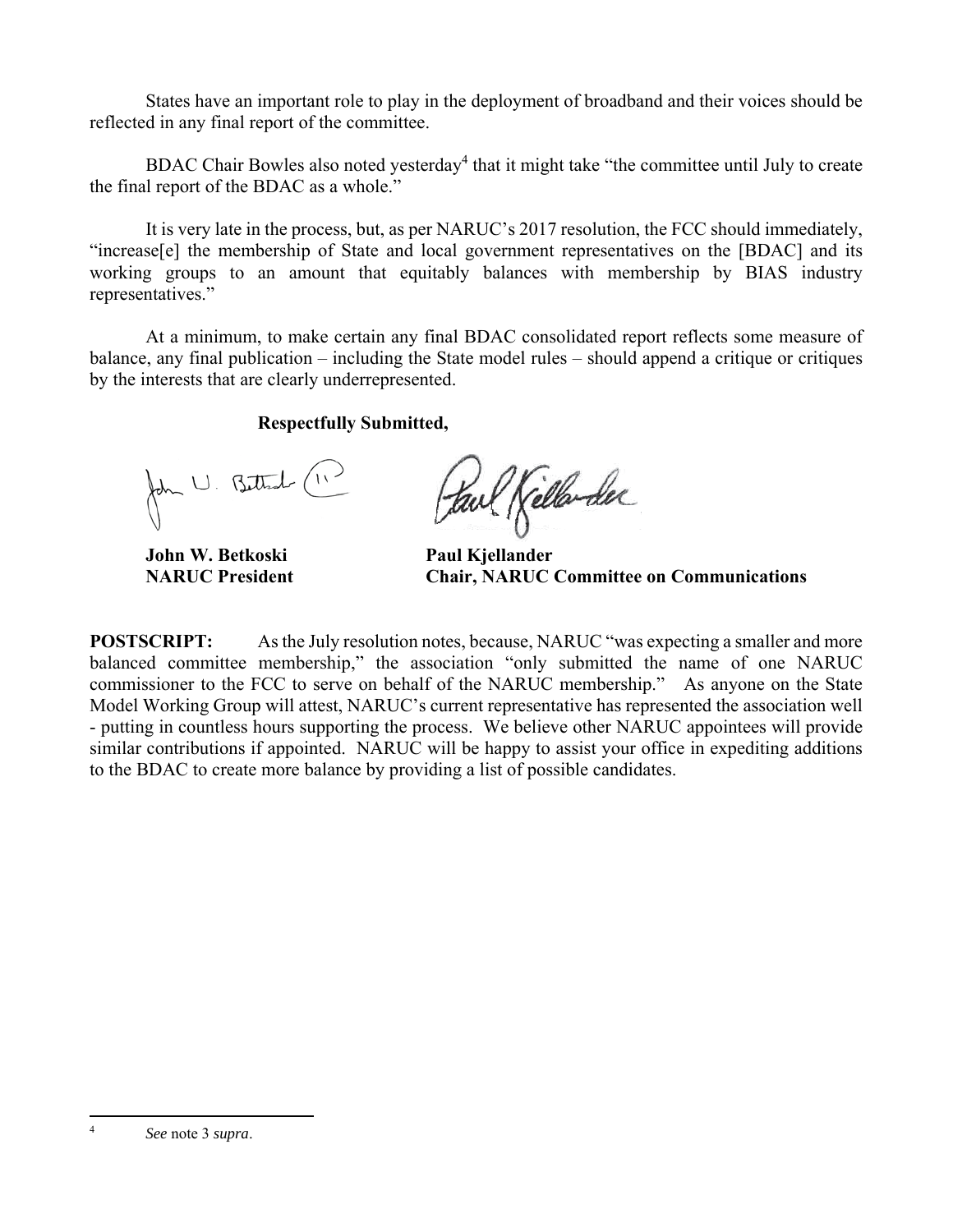States have an important role to play in the deployment of broadband and their voices should be reflected in any final report of the committee.

BDAC Chair Bowles also noted yesterday[4] that it might take "the committee until July to create the final report of the BDAC as a whole."

It is very late in the process, but, as per NARUC's 2017 resolution, the FCC should immediately, "increase[e] the membership of State and local government representatives on the [BDAC] and its working groups to an amount that equitably balances with membership by BIAS industry representatives."

At a minimum, to make certain any final BDAC consolidated report reflects some measure of balance, any final publication – including the State model rules – should append a critique or critiques by the interests that are clearly underrepresented.

**Respectfully Submitted,**

**John W. Betkoski**
**NARUC President**

**Paul Kjellander**
**Chair, NARUC Committee on Communications**

**POSTSCRIPT:** As the July resolution notes, because, NARUC "was expecting a smaller and more balanced committee membership," the association "only submitted the name of one NARUC commissioner to the FCC to serve on behalf of the NARUC membership." As anyone on the State Model Working Group will attest, NARUC's current representative has represented the association well - putting in countless hours supporting the process. We believe other NARUC appointees will provide similar contributions if appointed. NARUC will be happy to assist your office in expediting additions to the BDAC to create more balance by providing a list of possible candidates.

---

[4] *See* note 3 *supra*.